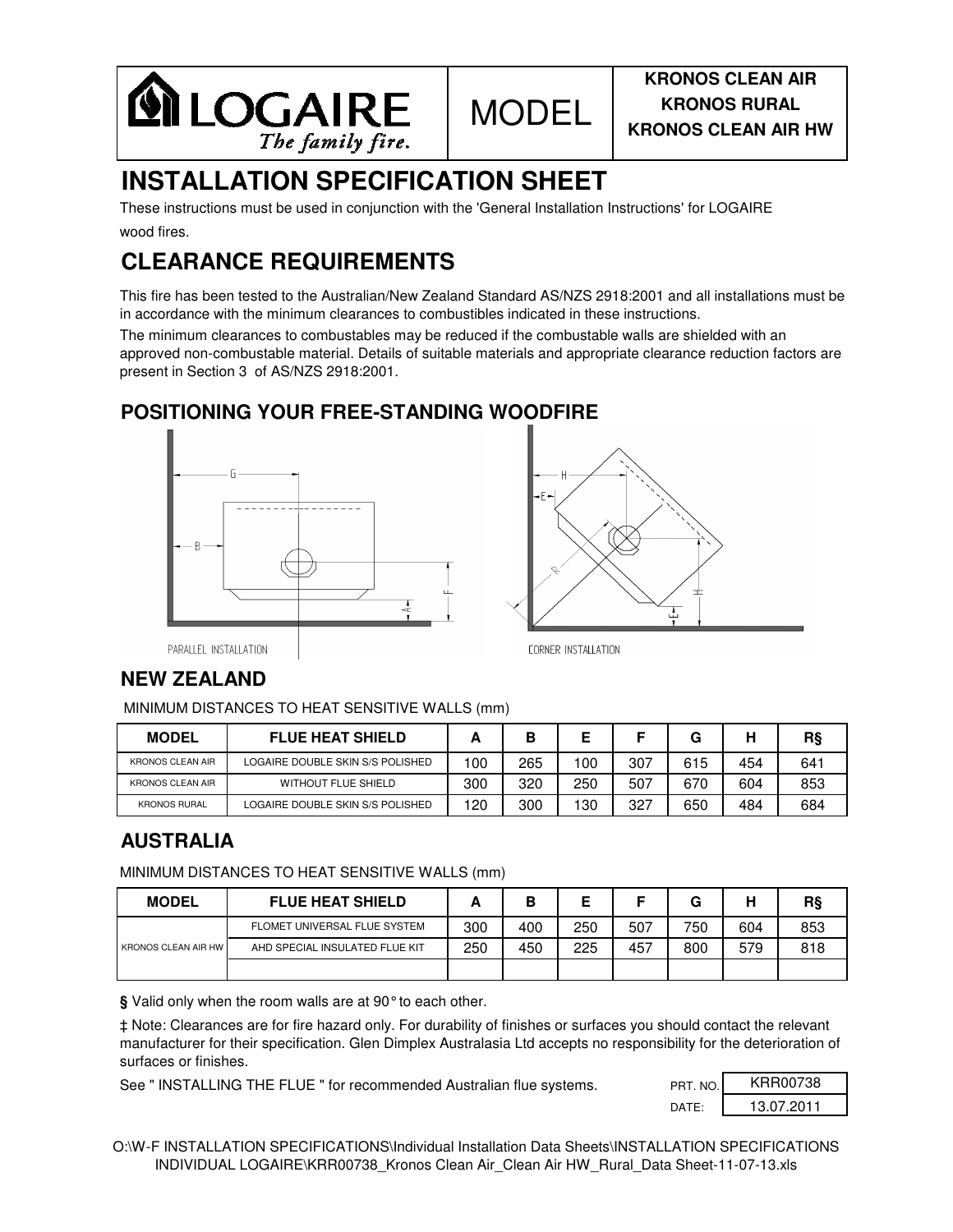LOGAIRE *The family fire.*

MODEL

**KRONOS CLEAN AIR**
**KRONOS RURAL**
**KRONOS CLEAN AIR HW**

# INSTALLATION SPECIFICATION SHEET

These instructions must be used in conjunction with the 'General Installation Instructions' for LOGAIRE wood fires.

# CLEARANCE REQUIREMENTS

This fire has been tested to the Australian/New Zealand Standard AS/NZS 2918:2001 and all installations must be in accordance with the minimum clearances to combustibles indicated in these instructions.

The minimum clearances to combustables may be reduced if the combustable walls are shielded with an approved non-combustable material. Details of suitable materials and appropriate clearance reduction factors are present in Section 3 of AS/NZS 2918:2001.

## POSITIONING YOUR FREE-STANDING WOODFIRE

PARALLEL INSTALLATION

CORNER INSTALLATION

## NEW ZEALAND

MINIMUM DISTANCES TO HEAT SENSITIVE WALLS (mm)

| MODEL | FLUE HEAT SHIELD | A | B | E | F | G | H | R§ |
|---|---|---|---|---|---|---|---|---|
| KRONOS CLEAN AIR | LOGAIRE DOUBLE SKIN S/S POLISHED | 100 | 265 | 100 | 307 | 615 | 454 | 641 |
| KRONOS CLEAN AIR | WITHOUT FLUE SHIELD | 300 | 320 | 250 | 507 | 670 | 604 | 853 |
| KRONOS RURAL | LOGAIRE DOUBLE SKIN S/S POLISHED | 120 | 300 | 130 | 327 | 650 | 484 | 684 |

## AUSTRALIA

MINIMUM DISTANCES TO HEAT SENSITIVE WALLS (mm)

| MODEL | FLUE HEAT SHIELD | A | B | E | F | G | H | R§ |
|---|---|---|---|---|---|---|---|---|
| KRONOS CLEAN AIR HW | FLOMET UNIVERSAL FLUE SYSTEM | 300 | 400 | 250 | 507 | 750 | 604 | 853 |
| | AHD SPECIAL INSULATED FLUE KIT | 250 | 450 | 225 | 457 | 800 | 579 | 818 |
| | | | | | | | | |

**§** Valid only when the room walls are at 90° to each other.

‡ Note: Clearances are for fire hazard only. For durability of finishes or surfaces you should contact the relevant manufacturer for their specification. Glen Dimplex Australasia Ltd accepts no responsibility for the deterioration of surfaces or finishes.

See " INSTALLING THE FLUE " for recommended Australian flue systems.

PRT. NO. KRR00738
DATE: 13.07.2011

O:\W-F INSTALLATION SPECIFICATIONS\Individual Installation Data Sheets\INSTALLATION SPECIFICATIONS INDIVIDUAL LOGAIRE\KRR00738_Kronos Clean Air_Clean Air HW_Rural_Data Sheet-11-07-13.xls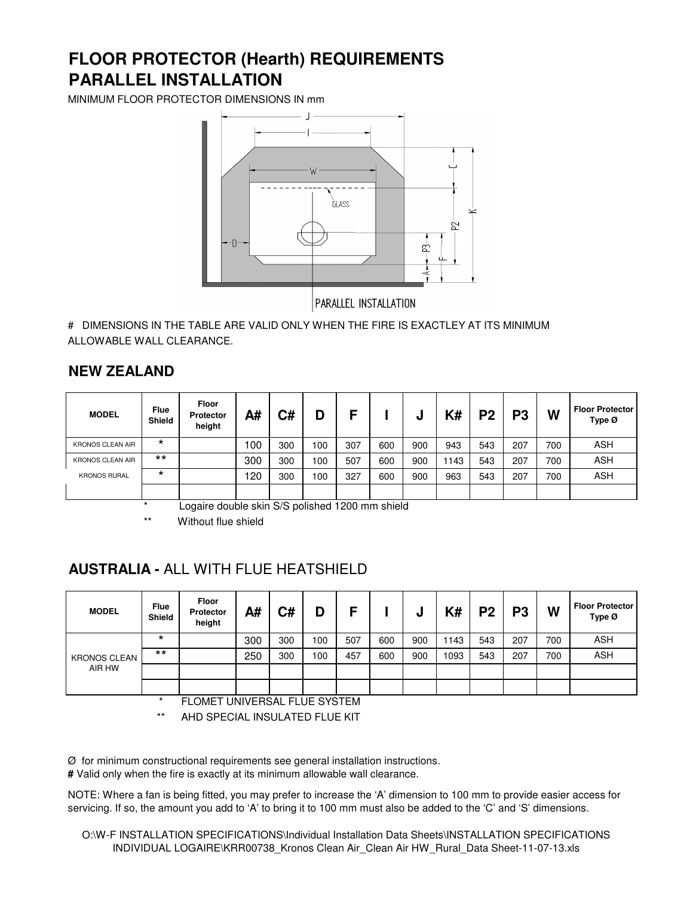# FLOOR PROTECTOR (Hearth) REQUIREMENTS
# PARALLEL INSTALLATION

MINIMUM FLOOR PROTECTOR DIMENSIONS IN mm

PARALLEL INSTALLATION

\# DIMENSIONS IN THE TABLE ARE VALID ONLY WHEN THE FIRE IS EXACTLEY AT ITS MINIMUM ALLOWABLE WALL CLEARANCE.

## NEW ZEALAND

| MODEL | Flue Shield | Floor Protector height | A# | C# | D | F | I | J | K# | P2 | P3 | W | Floor Protector Type Ø |
|---|---|---|---|---|---|---|---|---|---|---|---|---|---|
| KRONOS CLEAN AIR | * | | 100 | 300 | 100 | 307 | 600 | 900 | 943 | 543 | 207 | 700 | ASH |
| KRONOS CLEAN AIR | ** | | 300 | 300 | 100 | 507 | 600 | 900 | 1143 | 543 | 207 | 700 | ASH |
| KRONOS RURAL | * | | 120 | 300 | 100 | 327 | 600 | 900 | 963 | 543 | 207 | 700 | ASH |
| | | | | | | | | | | | | | |

\* Logaire double skin S/S polished 1200 mm shield

\** Without flue shield

## AUSTRALIA - ALL WITH FLUE HEATSHIELD

| MODEL | Flue Shield | Floor Protector height | A# | C# | D | F | I | J | K# | P2 | P3 | W | Floor Protector Type Ø |
|---|---|---|---|---|---|---|---|---|---|---|---|---|---|
| KRONOS CLEAN AIR HW | * | | 300 | 300 | 100 | 507 | 600 | 900 | 1143 | 543 | 207 | 700 | ASH |
| | ** | | 250 | 300 | 100 | 457 | 600 | 900 | 1093 | 543 | 207 | 700 | ASH |
| | | | | | | | | | | | | | |
| | | | | | | | | | | | | | |

\* FLOMET UNIVERSAL FLUE SYSTEM

\** AHD SPECIAL INSULATED FLUE KIT

Ø for minimum constructional requirements see general installation instructions.

**#** Valid only when the fire is exactly at its minimum allowable wall clearance.

NOTE: Where a fan is being fitted, you may prefer to increase the 'A' dimension to 100 mm to provide easier access for servicing. If so, the amount you add to 'A' to bring it to 100 mm must also be added to the 'C' and 'S' dimensions.

O:\W-F INSTALLATION SPECIFICATIONS\Individual Installation Data Sheets\INSTALLATION SPECIFICATIONS INDIVIDUAL LOGAIRE\KRR00738_Kronos Clean Air_Clean Air HW_Rural_Data Sheet-11-07-13.xls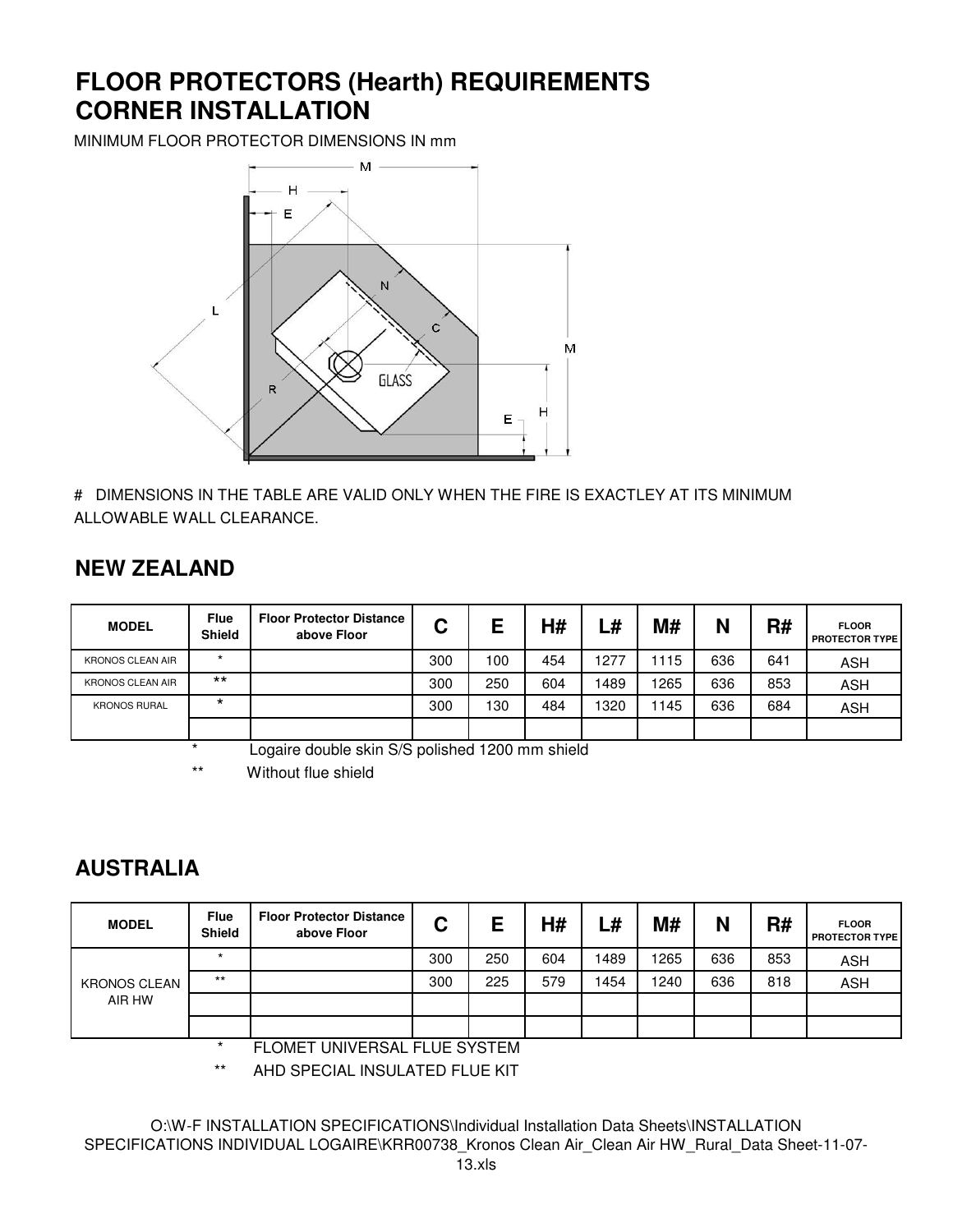# FLOOR PROTECTORS (Hearth) REQUIREMENTS
# CORNER INSTALLATION

MINIMUM FLOOR PROTECTOR DIMENSIONS IN mm

# DIMENSIONS IN THE TABLE ARE VALID ONLY WHEN THE FIRE IS EXACTLEY AT ITS MINIMUM ALLOWABLE WALL CLEARANCE.

## NEW ZEALAND

| MODEL | Flue Shield | Floor Protector Distance above Floor | C | E | H# | L# | M# | N | R# | FLOOR PROTECTOR TYPE |
|---|---|---|---|---|---|---|---|---|---|---|
| KRONOS CLEAN AIR | * | | 300 | 100 | 454 | 1277 | 1115 | 636 | 641 | ASH |
| KRONOS CLEAN AIR | ** | | 300 | 250 | 604 | 1489 | 1265 | 636 | 853 | ASH |
| KRONOS RURAL | * | | 300 | 130 | 484 | 1320 | 1145 | 636 | 684 | ASH |
| | | | | | | | | | | |

\* Logaire double skin S/S polished 1200 mm shield

\*\* Without flue shield

## AUSTRALIA

| MODEL | Flue Shield | Floor Protector Distance above Floor | C | E | H# | L# | M# | N | R# | FLOOR PROTECTOR TYPE |
|---|---|---|---|---|---|---|---|---|---|---|
| KRONOS CLEAN AIR HW | * | | 300 | 250 | 604 | 1489 | 1265 | 636 | 853 | ASH |
| | ** | | 300 | 225 | 579 | 1454 | 1240 | 636 | 818 | ASH |
| | | | | | | | | | | |
| | | | | | | | | | | |

\* FLOMET UNIVERSAL FLUE SYSTEM

\*\* AHD SPECIAL INSULATED FLUE KIT

O:\W-F INSTALLATION SPECIFICATIONS\Individual Installation Data Sheets\INSTALLATION SPECIFICATIONS INDIVIDUAL LOGAIRE\KRR00738_Kronos Clean Air_Clean Air HW_Rural_Data Sheet-11-07-13.xls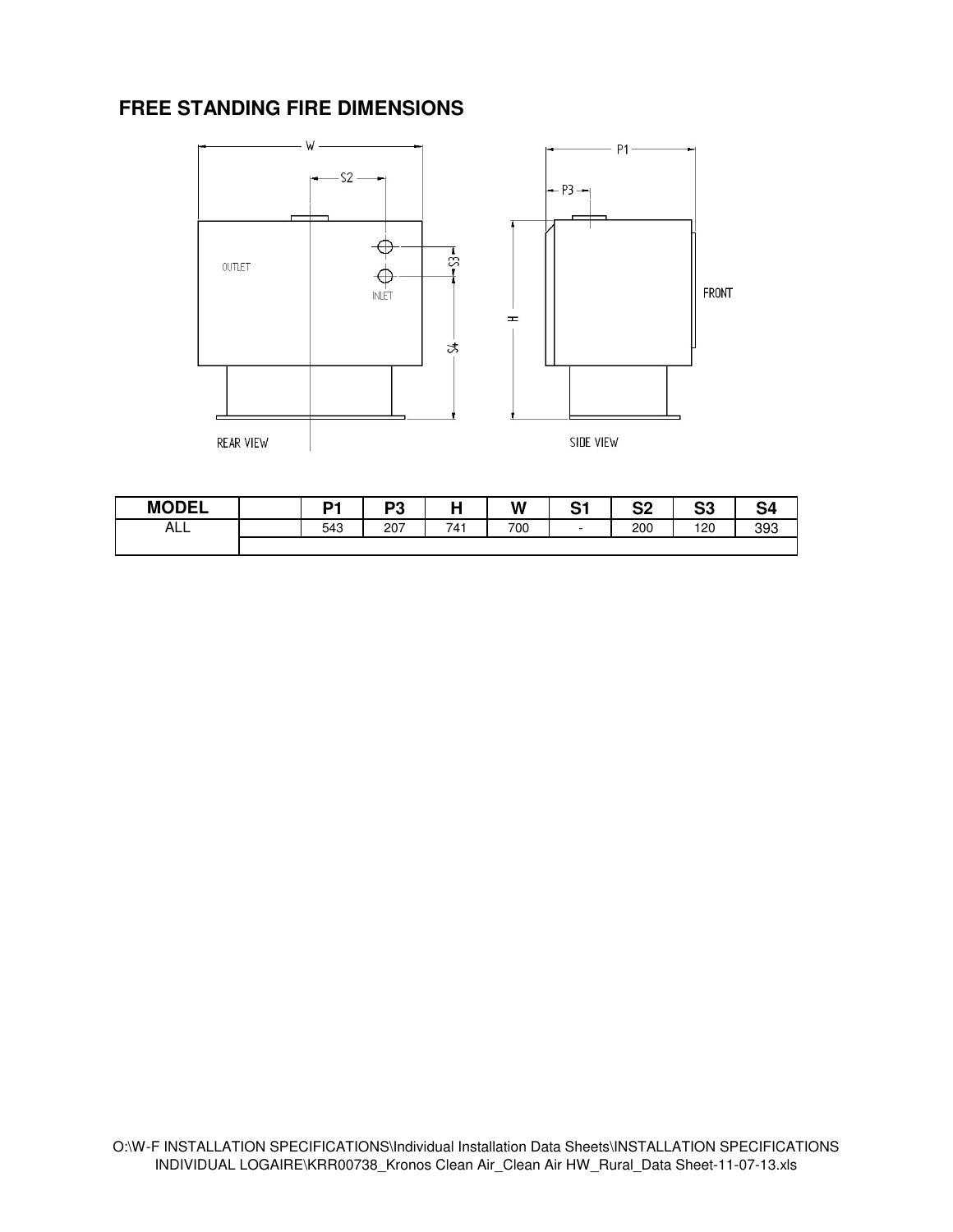# FREE STANDING FIRE DIMENSIONS

| MODEL | | P1 | P3 | H | W | S1 | S2 | S3 | S4 |
|---|---|---|---|---|---|---|---|---|---|
| ALL | | 543 | 207 | 741 | 700 | - | 200 | 120 | 393 |
| | | | | | | | | | |

O:\W-F INSTALLATION SPECIFICATIONS\Individual Installation Data Sheets\INSTALLATION SPECIFICATIONS INDIVIDUAL LOGAIRE\KRR00738_Kronos Clean Air_Clean Air HW_Rural_Data Sheet-11-07-13.xls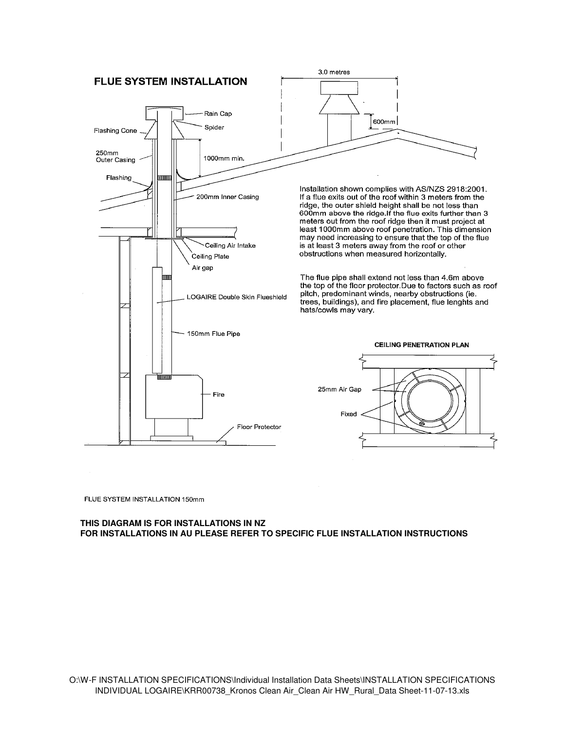# FLUE SYSTEM INSTALLATION

Rain Cap

Spider

Flashing Cone

250mm Outer Casing

1000mm min.

Flashing

200mm Inner Casing

Ceiling Air Intake

Ceiling Plate

Air gap

LOGAIRE Double Skin Flueshield

150mm Flue Pipe

Fire

Floor Protector

3.0 metres

600mm

Installation shown complies with AS/NZS 2918:2001. If a flue exits out of the roof within 3 meters from the ridge, the outer shield height shall be not less than 600mm above the ridge.If the flue exits further than 3 meters out from the roof ridge then it must project at least 1000mm above roof penetration. This dimension may need increasing to ensure that the top of the flue is at least 3 meters away from the roof or other obstructions when measured horizontally.

The flue pipe shall extend not less than 4.6m above the top of the floor protector.Due to factors such as roof pitch, predominant winds, nearby obstructions (ie. trees, buildings), and fire placement, flue lenghts and hats/cowls may vary.

**CEILING PENETRATION PLAN**

25mm Air Gap

Fixed

FLUE SYSTEM INSTALLATION 150mm

**THIS DIAGRAM IS FOR INSTALLATIONS IN NZ**
**FOR INSTALLATIONS IN AU PLEASE REFER TO SPECIFIC FLUE INSTALLATION INSTRUCTIONS**

O:\W-F INSTALLATION SPECIFICATIONS\Individual Installation Data Sheets\INSTALLATION SPECIFICATIONS INDIVIDUAL LOGAIRE\KRR00738_Kronos Clean Air_Clean Air HW_Rural_Data Sheet-11-07-13.xls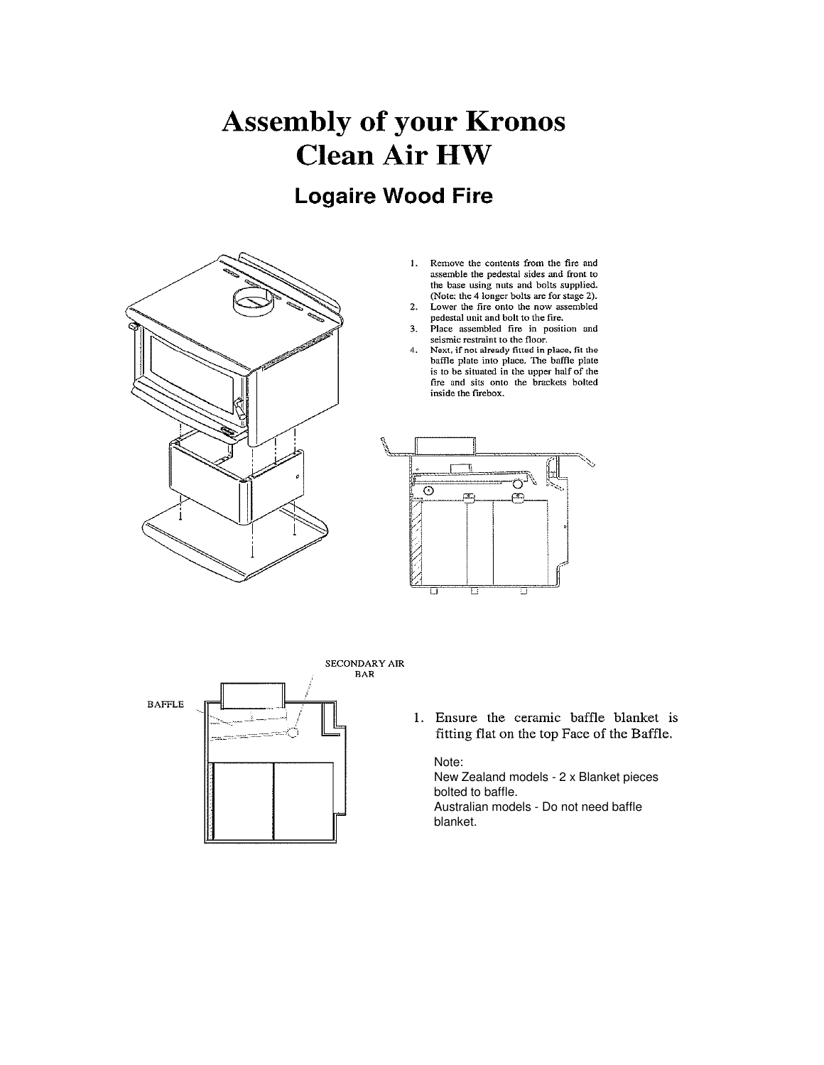# Assembly of your Kronos Clean Air HW

## Logaire Wood Fire

1. Remove the contents from the fire and assemble the pedestal sides and front to the base using nuts and bolts supplied. (Note: the 4 longer bolts are for stage 2).
2. Lower the fire onto the now assembled pedestal unit and bolt to the fire.
3. Place assembled fire in position and seismic restraint to the floor.
4. Next, if not already fitted in place, fit the baffle plate into place. The baffle plate is to be situated in the upper half of the fire and sits onto the brackets bolted inside the firebox.

SECONDARY AIR BAR

BAFFLE

1. Ensure the ceramic baffle blanket is fitting flat on the top Face of the Baffle.

Note:
New Zealand models - 2 x Blanket pieces bolted to baffle.
Australian models - Do not need baffle blanket.